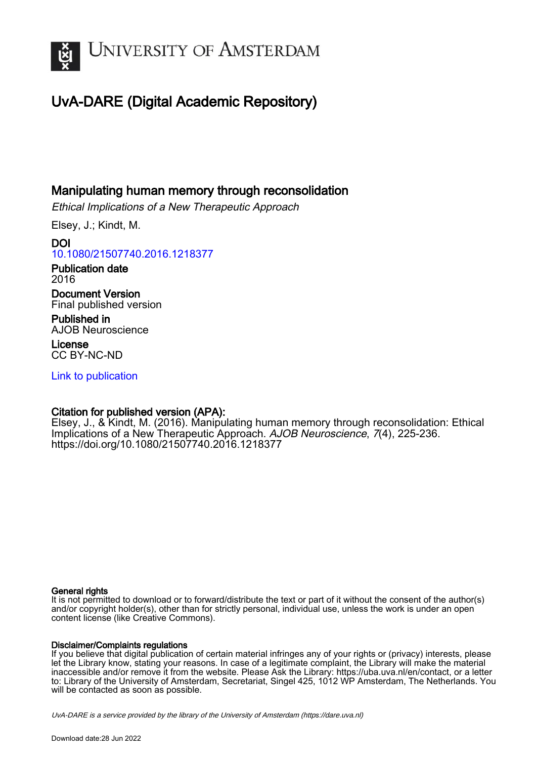UNIVERSITY OF AMSTERDAM

# UvA-DARE (Digital Academic Repository)

## Manipulating human memory through reconsolidation

*Ethical Implications of a New Therapeutic Approach*

Elsey, J.; Kindt, M.

**DOI**
10.1080/21507740.2016.1218377

**Publication date**
2016

**Document Version**
Final published version

**Published in**
AJOB Neuroscience

**License**
CC BY-NC-ND

Link to publication

**Citation for published version (APA):**
Elsey, J., & Kindt, M. (2016). Manipulating human memory through reconsolidation: Ethical Implications of a New Therapeutic Approach. *AJOB Neuroscience*, *7*(4), 225-236. https://doi.org/10.1080/21507740.2016.1218377

**General rights**
It is not permitted to download or to forward/distribute the text or part of it without the consent of the author(s) and/or copyright holder(s), other than for strictly personal, individual use, unless the work is under an open content license (like Creative Commons).

**Disclaimer/Complaints regulations**
If you believe that digital publication of certain material infringes any of your rights or (privacy) interests, please let the Library know, stating your reasons. In case of a legitimate complaint, the Library will make the material inaccessible and/or remove it from the website. Please Ask the Library: https://uba.uva.nl/en/contact, or a letter to: Library of the University of Amsterdam, Secretariat, Singel 425, 1012 WP Amsterdam, The Netherlands. You will be contacted as soon as possible.

*UvA-DARE is a service provided by the library of the University of Amsterdam (https://dare.uva.nl)*

Download date:28 Jun 2022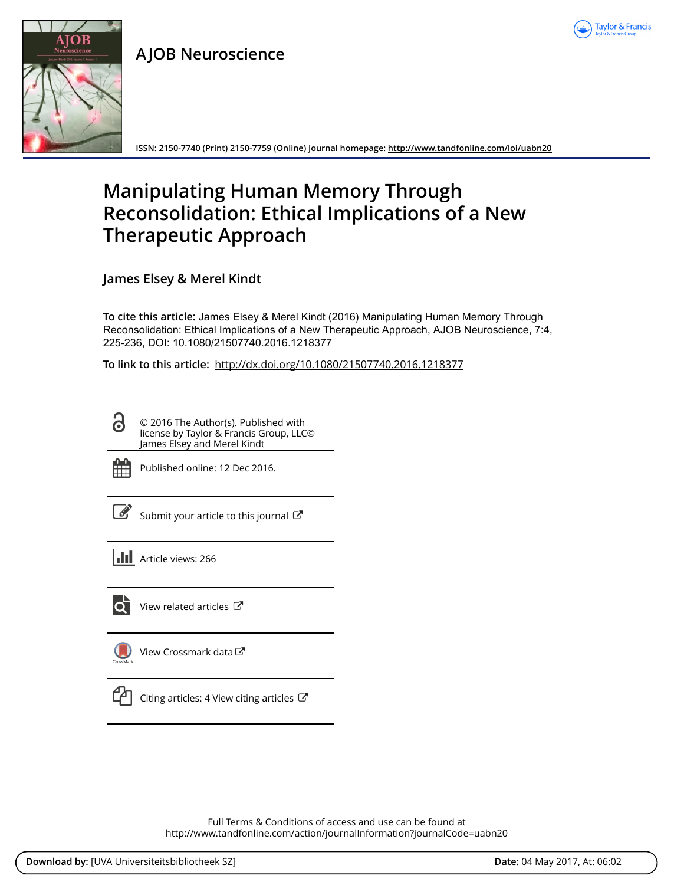# AJOB Neuroscience

ISSN: 2150-7740 (Print) 2150-7759 (Online) Journal homepage: http://www.tandfonline.com/loi/uabn20

# Manipulating Human Memory Through Reconsolidation: Ethical Implications of a New Therapeutic Approach

## James Elsey & Merel Kindt

**To cite this article:** James Elsey & Merel Kindt (2016) Manipulating Human Memory Through Reconsolidation: Ethical Implications of a New Therapeutic Approach, AJOB Neuroscience, 7:4, 225-236, DOI: 10.1080/21507740.2016.1218377

**To link to this article:** http://dx.doi.org/10.1080/21507740.2016.1218377

© 2016 The Author(s). Published with license by Taylor & Francis Group, LLC© James Elsey and Merel Kindt

Published online: 12 Dec 2016.

Submit your article to this journal

Article views: 266

View related articles

View Crossmark data

Citing articles: 4 View citing articles

Full Terms & Conditions of access and use can be found at http://www.tandfonline.com/action/journalInformation?journalCode=uabn20

**Download by:** [UVA Universiteitsbibliotheek SZ] **Date:** 04 May 2017, At: 06:02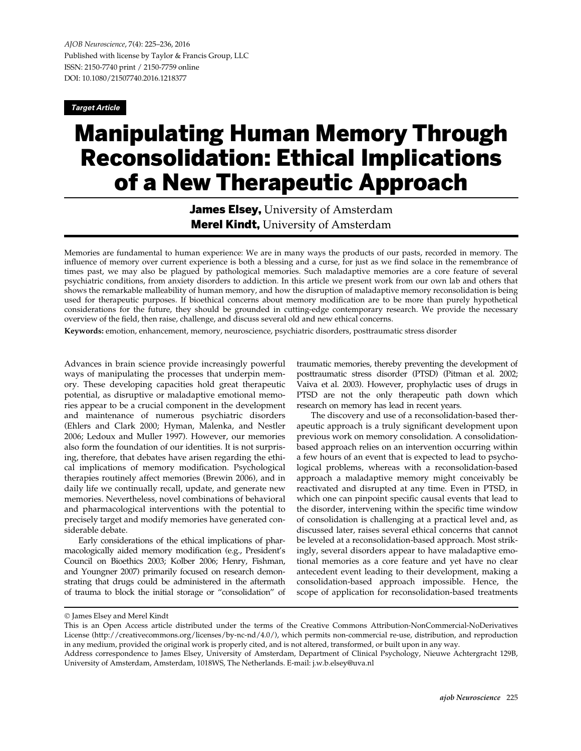*AJOB Neuroscience*, 7(4): 225–236, 2016
Published with license by Taylor & Francis Group, LLC
ISSN: 2150-7740 print / 2150-7759 online
DOI: 10.1080/21507740.2016.1218377

***Target Article***

# Manipulating Human Memory Through Reconsolidation: Ethical Implications of a New Therapeutic Approach

**James Elsey,** University of Amsterdam
**Merel Kindt,** University of Amsterdam

Memories are fundamental to human experience: We are in many ways the products of our pasts, recorded in memory. The influence of memory over current experience is both a blessing and a curse, for just as we find solace in the remembrance of times past, we may also be plagued by pathological memories. Such maladaptive memories are a core feature of several psychiatric conditions, from anxiety disorders to addiction. In this article we present work from our own lab and others that shows the remarkable malleability of human memory, and how the disruption of maladaptive memory reconsolidation is being used for therapeutic purposes. If bioethical concerns about memory modification are to be more than purely hypothetical considerations for the future, they should be grounded in cutting-edge contemporary research. We provide the necessary overview of the field, then raise, challenge, and discuss several old and new ethical concerns.

**Keywords:** emotion, enhancement, memory, neuroscience, psychiatric disorders, posttraumatic stress disorder

Advances in brain science provide increasingly powerful ways of manipulating the processes that underpin memory. These developing capacities hold great therapeutic potential, as disruptive or maladaptive emotional memories appear to be a crucial component in the development and maintenance of numerous psychiatric disorders (Ehlers and Clark 2000; Hyman, Malenka, and Nestler 2006; Ledoux and Muller 1997). However, our memories also form the foundation of our identities. It is not surprising, therefore, that debates have arisen regarding the ethical implications of memory modification. Psychological therapies routinely affect memories (Brewin 2006), and in daily life we continually recall, update, and generate new memories. Nevertheless, novel combinations of behavioral and pharmacological interventions with the potential to precisely target and modify memories have generated considerable debate.

Early considerations of the ethical implications of pharmacologically aided memory modification (e.g., President's Council on Bioethics 2003; Kolber 2006; Henry, Fishman, and Youngner 2007) primarily focused on research demonstrating that drugs could be administered in the aftermath of trauma to block the initial storage or "consolidation" of traumatic memories, thereby preventing the development of posttraumatic stress disorder (PTSD) (Pitman et al. 2002; Vaiva et al. 2003). However, prophylactic uses of drugs in PTSD are not the only therapeutic path down which research on memory has lead in recent years.

The discovery and use of a reconsolidation-based therapeutic approach is a truly significant development upon previous work on memory consolidation. A consolidation-based approach relies on an intervention occurring within a few hours of an event that is expected to lead to psychological problems, whereas with a reconsolidation-based approach a maladaptive memory might conceivably be reactivated and disrupted at any time. Even in PTSD, in which one can pinpoint specific causal events that lead to the disorder, intervening within the specific time window of consolidation is challenging at a practical level and, as discussed later, raises several ethical concerns that cannot be leveled at a reconsolidation-based approach. Most strikingly, several disorders appear to have maladaptive emotional memories as a core feature and yet have no clear antecedent event leading to their development, making a consolidation-based approach impossible. Hence, the scope of application for reconsolidation-based treatments

© James Elsey and Merel Kindt

This is an Open Access article distributed under the terms of the Creative Commons Attribution-NonCommercial-NoDerivatives License (http://creativecommons.org/licenses/by-nc-nd/4.0/), which permits non-commercial re-use, distribution, and reproduction in any medium, provided the original work is properly cited, and is not altered, transformed, or built upon in any way.

Address correspondence to James Elsey, University of Amsterdam, Department of Clinical Psychology, Nieuwe Achtergracht 129B, University of Amsterdam, Amsterdam, 1018WS, The Netherlands. E-mail: j.w.b.elsey@uva.nl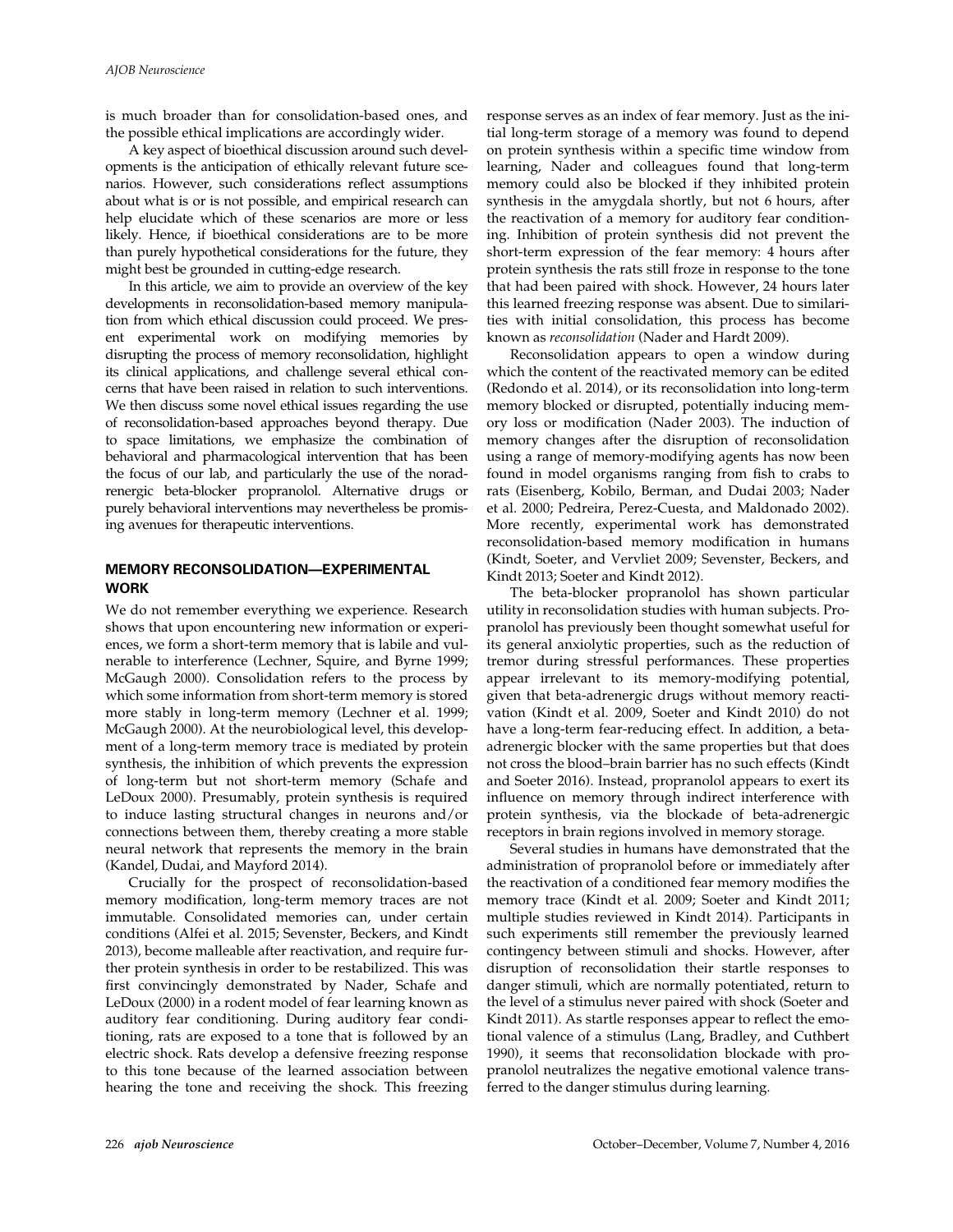is much broader than for consolidation-based ones, and the possible ethical implications are accordingly wider.

A key aspect of bioethical discussion around such developments is the anticipation of ethically relevant future scenarios. However, such considerations reflect assumptions about what is or is not possible, and empirical research can help elucidate which of these scenarios are more or less likely. Hence, if bioethical considerations are to be more than purely hypothetical considerations for the future, they might best be grounded in cutting-edge research.

In this article, we aim to provide an overview of the key developments in reconsolidation-based memory manipulation from which ethical discussion could proceed. We present experimental work on modifying memories by disrupting the process of memory reconsolidation, highlight its clinical applications, and challenge several ethical concerns that have been raised in relation to such interventions. We then discuss some novel ethical issues regarding the use of reconsolidation-based approaches beyond therapy. Due to space limitations, we emphasize the combination of behavioral and pharmacological intervention that has been the focus of our lab, and particularly the use of the noradrenergic beta-blocker propranolol. Alternative drugs or purely behavioral interventions may nevertheless be promising avenues for therapeutic interventions.

## MEMORY RECONSOLIDATION—EXPERIMENTAL WORK

We do not remember everything we experience. Research shows that upon encountering new information or experiences, we form a short-term memory that is labile and vulnerable to interference (Lechner, Squire, and Byrne 1999; McGaugh 2000). Consolidation refers to the process by which some information from short-term memory is stored more stably in long-term memory (Lechner et al. 1999; McGaugh 2000). At the neurobiological level, this development of a long-term memory trace is mediated by protein synthesis, the inhibition of which prevents the expression of long-term but not short-term memory (Schafe and LeDoux 2000). Presumably, protein synthesis is required to induce lasting structural changes in neurons and/or connections between them, thereby creating a more stable neural network that represents the memory in the brain (Kandel, Dudai, and Mayford 2014).

Crucially for the prospect of reconsolidation-based memory modification, long-term memory traces are not immutable. Consolidated memories can, under certain conditions (Alfei et al. 2015; Sevenster, Beckers, and Kindt 2013), become malleable after reactivation, and require further protein synthesis in order to be restabilized. This was first convincingly demonstrated by Nader, Schafe and LeDoux (2000) in a rodent model of fear learning known as auditory fear conditioning. During auditory fear conditioning, rats are exposed to a tone that is followed by an electric shock. Rats develop a defensive freezing response to this tone because of the learned association between hearing the tone and receiving the shock. This freezing response serves as an index of fear memory. Just as the initial long-term storage of a memory was found to depend on protein synthesis within a specific time window from learning, Nader and colleagues found that long-term memory could also be blocked if they inhibited protein synthesis in the amygdala shortly, but not 6 hours, after the reactivation of a memory for auditory fear conditioning. Inhibition of protein synthesis did not prevent the short-term expression of the fear memory: 4 hours after protein synthesis the rats still froze in response to the tone that had been paired with shock. However, 24 hours later this learned freezing response was absent. Due to similarities with initial consolidation, this process has become known as *reconsolidation* (Nader and Hardt 2009).

Reconsolidation appears to open a window during which the content of the reactivated memory can be edited (Redondo et al. 2014), or its reconsolidation into long-term memory blocked or disrupted, potentially inducing memory loss or modification (Nader 2003). The induction of memory changes after the disruption of reconsolidation using a range of memory-modifying agents has now been found in model organisms ranging from fish to crabs to rats (Eisenberg, Kobilo, Berman, and Dudai 2003; Nader et al. 2000; Pedreira, Perez-Cuesta, and Maldonado 2002). More recently, experimental work has demonstrated reconsolidation-based memory modification in humans (Kindt, Soeter, and Vervliet 2009; Sevenster, Beckers, and Kindt 2013; Soeter and Kindt 2012).

The beta-blocker propranolol has shown particular utility in reconsolidation studies with human subjects. Propranolol has previously been thought somewhat useful for its general anxiolytic properties, such as the reduction of tremor during stressful performances. These properties appear irrelevant to its memory-modifying potential, given that beta-adrenergic drugs without memory reactivation (Kindt et al. 2009, Soeter and Kindt 2010) do not have a long-term fear-reducing effect. In addition, a beta-adrenergic blocker with the same properties but that does not cross the blood–brain barrier has no such effects (Kindt and Soeter 2016). Instead, propranolol appears to exert its influence on memory through indirect interference with protein synthesis, via the blockade of beta-adrenergic receptors in brain regions involved in memory storage.

Several studies in humans have demonstrated that the administration of propranolol before or immediately after the reactivation of a conditioned fear memory modifies the memory trace (Kindt et al. 2009; Soeter and Kindt 2011; multiple studies reviewed in Kindt 2014). Participants in such experiments still remember the previously learned contingency between stimuli and shocks. However, after disruption of reconsolidation their startle responses to danger stimuli, which are normally potentiated, return to the level of a stimulus never paired with shock (Soeter and Kindt 2011). As startle responses appear to reflect the emotional valence of a stimulus (Lang, Bradley, and Cuthbert 1990), it seems that reconsolidation blockade with propranolol neutralizes the negative emotional valence transferred to the danger stimulus during learning.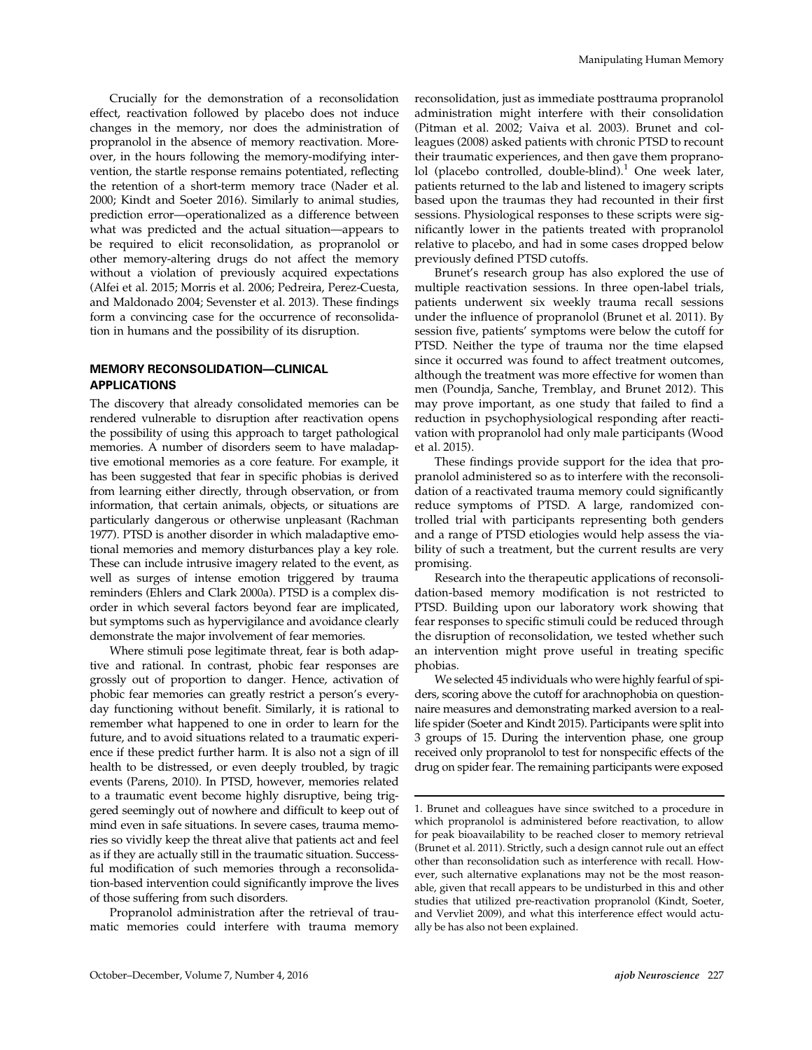Crucially for the demonstration of a reconsolidation effect, reactivation followed by placebo does not induce changes in the memory, nor does the administration of propranolol in the absence of memory reactivation. Moreover, in the hours following the memory-modifying intervention, the startle response remains potentiated, reflecting the retention of a short-term memory trace (Nader et al. 2000; Kindt and Soeter 2016). Similarly to animal studies, prediction error—operationalized as a difference between what was predicted and the actual situation—appears to be required to elicit reconsolidation, as propranolol or other memory-altering drugs do not affect the memory without a violation of previously acquired expectations (Alfei et al. 2015; Morris et al. 2006; Pedreira, Perez-Cuesta, and Maldonado 2004; Sevenster et al. 2013). These findings form a convincing case for the occurrence of reconsolidation in humans and the possibility of its disruption.

## MEMORY RECONSOLIDATION—CLINICAL APPLICATIONS

The discovery that already consolidated memories can be rendered vulnerable to disruption after reactivation opens the possibility of using this approach to target pathological memories. A number of disorders seem to have maladaptive emotional memories as a core feature. For example, it has been suggested that fear in specific phobias is derived from learning either directly, through observation, or from information, that certain animals, objects, or situations are particularly dangerous or otherwise unpleasant (Rachman 1977). PTSD is another disorder in which maladaptive emotional memories and memory disturbances play a key role. These can include intrusive imagery related to the event, as well as surges of intense emotion triggered by trauma reminders (Ehlers and Clark 2000a). PTSD is a complex disorder in which several factors beyond fear are implicated, but symptoms such as hypervigilance and avoidance clearly demonstrate the major involvement of fear memories.

Where stimuli pose legitimate threat, fear is both adaptive and rational. In contrast, phobic fear responses are grossly out of proportion to danger. Hence, activation of phobic fear memories can greatly restrict a person's everyday functioning without benefit. Similarly, it is rational to remember what happened to one in order to learn for the future, and to avoid situations related to a traumatic experience if these predict further harm. It is also not a sign of ill health to be distressed, or even deeply troubled, by tragic events (Parens, 2010). In PTSD, however, memories related to a traumatic event become highly disruptive, being triggered seemingly out of nowhere and difficult to keep out of mind even in safe situations. In severe cases, trauma memories so vividly keep the threat alive that patients act and feel as if they are actually still in the traumatic situation. Successful modification of such memories through a reconsolidation-based intervention could significantly improve the lives of those suffering from such disorders.

Propranolol administration after the retrieval of traumatic memories could interfere with trauma memory reconsolidation, just as immediate posttrauma propranolol administration might interfere with their consolidation (Pitman et al. 2002; Vaiva et al. 2003). Brunet and colleagues (2008) asked patients with chronic PTSD to recount their traumatic experiences, and then gave them propranolol (placebo controlled, double-blind).[1] One week later, patients returned to the lab and listened to imagery scripts based upon the traumas they had recounted in their first sessions. Physiological responses to these scripts were significantly lower in the patients treated with propranolol relative to placebo, and had in some cases dropped below previously defined PTSD cutoffs.

Brunet's research group has also explored the use of multiple reactivation sessions. In three open-label trials, patients underwent six weekly trauma recall sessions under the influence of propranolol (Brunet et al. 2011). By session five, patients' symptoms were below the cutoff for PTSD. Neither the type of trauma nor the time elapsed since it occurred was found to affect treatment outcomes, although the treatment was more effective for women than men (Poundja, Sanche, Tremblay, and Brunet 2012). This may prove important, as one study that failed to find a reduction in psychophysiological responding after reactivation with propranolol had only male participants (Wood et al. 2015).

These findings provide support for the idea that propranolol administered so as to interfere with the reconsolidation of a reactivated trauma memory could significantly reduce symptoms of PTSD. A large, randomized controlled trial with participants representing both genders and a range of PTSD etiologies would help assess the viability of such a treatment, but the current results are very promising.

Research into the therapeutic applications of reconsolidation-based memory modification is not restricted to PTSD. Building upon our laboratory work showing that fear responses to specific stimuli could be reduced through the disruption of reconsolidation, we tested whether such an intervention might prove useful in treating specific phobias.

We selected 45 individuals who were highly fearful of spiders, scoring above the cutoff for arachnophobia on questionnaire measures and demonstrating marked aversion to a real-life spider (Soeter and Kindt 2015). Participants were split into 3 groups of 15. During the intervention phase, one group received only propranolol to test for nonspecific effects of the drug on spider fear. The remaining participants were exposed

---

1. Brunet and colleagues have since switched to a procedure in which propranolol is administered before reactivation, to allow for peak bioavailability to be reached closer to memory retrieval (Brunet et al. 2011). Strictly, such a design cannot rule out an effect other than reconsolidation such as interference with recall. However, such alternative explanations may not be the most reasonable, given that recall appears to be undisturbed in this and other studies that utilized pre-reactivation propranolol (Kindt, Soeter, and Vervliet 2009), and what this interference effect would actually be has also not been explained.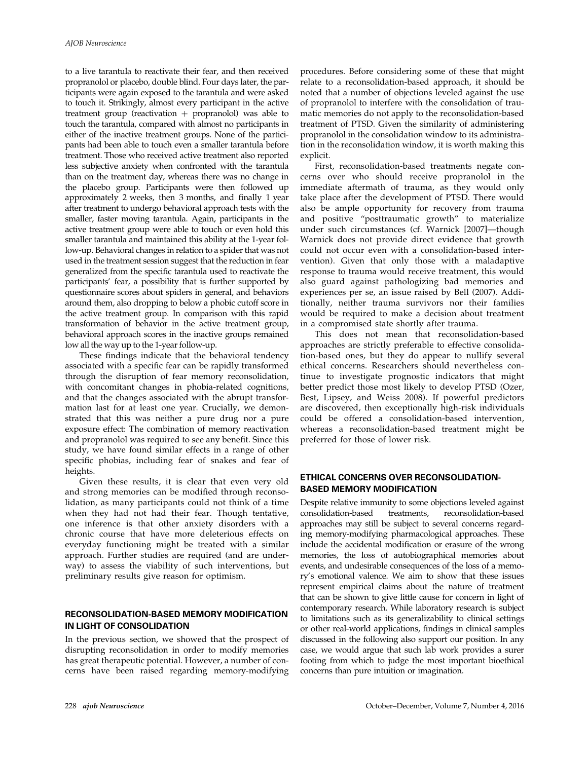to a live tarantula to reactivate their fear, and then received propranolol or placebo, double blind. Four days later, the participants were again exposed to the tarantula and were asked to touch it. Strikingly, almost every participant in the active treatment group (reactivation + propranolol) was able to touch the tarantula, compared with almost no participants in either of the inactive treatment groups. None of the participants had been able to touch even a smaller tarantula before treatment. Those who received active treatment also reported less subjective anxiety when confronted with the tarantula than on the treatment day, whereas there was no change in the placebo group. Participants were then followed up approximately 2 weeks, then 3 months, and finally 1 year after treatment to undergo behavioral approach tests with the smaller, faster moving tarantula. Again, participants in the active treatment group were able to touch or even hold this smaller tarantula and maintained this ability at the 1-year follow-up. Behavioral changes in relation to a spider that was not used in the treatment session suggest that the reduction in fear generalized from the specific tarantula used to reactivate the participants' fear, a possibility that is further supported by questionnaire scores about spiders in general, and behaviors around them, also dropping to below a phobic cutoff score in the active treatment group. In comparison with this rapid transformation of behavior in the active treatment group, behavioral approach scores in the inactive groups remained low all the way up to the 1-year follow-up.

These findings indicate that the behavioral tendency associated with a specific fear can be rapidly transformed through the disruption of fear memory reconsolidation, with concomitant changes in phobia-related cognitions, and that the changes associated with the abrupt transformation last for at least one year. Crucially, we demonstrated that this was neither a pure drug nor a pure exposure effect: The combination of memory reactivation and propranolol was required to see any benefit. Since this study, we have found similar effects in a range of other specific phobias, including fear of snakes and fear of heights.

Given these results, it is clear that even very old and strong memories can be modified through reconsolidation, as many participants could not think of a time when they had not had their fear. Though tentative, one inference is that other anxiety disorders with a chronic course that have more deleterious effects on everyday functioning might be treated with a similar approach. Further studies are required (and are underway) to assess the viability of such interventions, but preliminary results give reason for optimism.

## RECONSOLIDATION-BASED MEMORY MODIFICATION IN LIGHT OF CONSOLIDATION

In the previous section, we showed that the prospect of disrupting reconsolidation in order to modify memories has great therapeutic potential. However, a number of concerns have been raised regarding memory-modifying procedures. Before considering some of these that might relate to a reconsolidation-based approach, it should be noted that a number of objections leveled against the use of propranolol to interfere with the consolidation of traumatic memories do not apply to the reconsolidation-based treatment of PTSD. Given the similarity of administering propranolol in the consolidation window to its administration in the reconsolidation window, it is worth making this explicit.

First, reconsolidation-based treatments negate concerns over who should receive propranolol in the immediate aftermath of trauma, as they would only take place after the development of PTSD. There would also be ample opportunity for recovery from trauma and positive "posttraumatic growth" to materialize under such circumstances (cf. Warnick [2007]—though Warnick does not provide direct evidence that growth could not occur even with a consolidation-based intervention). Given that only those with a maladaptive response to trauma would receive treatment, this would also guard against pathologizing bad memories and experiences per se, an issue raised by Bell (2007). Additionally, neither trauma survivors nor their families would be required to make a decision about treatment in a compromised state shortly after trauma.

This does not mean that reconsolidation-based approaches are strictly preferable to effective consolidation-based ones, but they do appear to nullify several ethical concerns. Researchers should nevertheless continue to investigate prognostic indicators that might better predict those most likely to develop PTSD (Ozer, Best, Lipsey, and Weiss 2008). If powerful predictors are discovered, then exceptionally high-risk individuals could be offered a consolidation-based intervention, whereas a reconsolidation-based treatment might be preferred for those of lower risk.

## ETHICAL CONCERNS OVER RECONSOLIDATION-BASED MEMORY MODIFICATION

Despite relative immunity to some objections leveled against consolidation-based treatments, reconsolidation-based approaches may still be subject to several concerns regarding memory-modifying pharmacological approaches. These include the accidental modification or erasure of the wrong memories, the loss of autobiographical memories about events, and undesirable consequences of the loss of a memory's emotional valence. We aim to show that these issues represent empirical claims about the nature of treatment that can be shown to give little cause for concern in light of contemporary research. While laboratory research is subject to limitations such as its generalizability to clinical settings or other real-world applications, findings in clinical samples discussed in the following also support our position. In any case, we would argue that such lab work provides a surer footing from which to judge the most important bioethical concerns than pure intuition or imagination.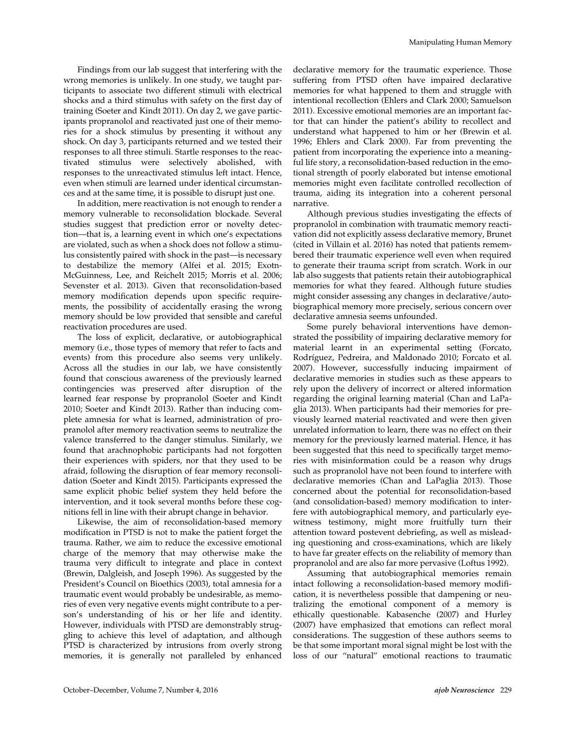Findings from our lab suggest that interfering with the wrong memories is unlikely. In one study, we taught participants to associate two different stimuli with electrical shocks and a third stimulus with safety on the first day of training (Soeter and Kindt 2011). On day 2, we gave participants propranolol and reactivated just one of their memories for a shock stimulus by presenting it without any shock. On day 3, participants returned and we tested their responses to all three stimuli. Startle responses to the reactivated stimulus were selectively abolished, with responses to the unreactivated stimulus left intact. Hence, even when stimuli are learned under identical circumstances and at the same time, it is possible to disrupt just one.

In addition, mere reactivation is not enough to render a memory vulnerable to reconsolidation blockade. Several studies suggest that prediction error or novelty detection—that is, a learning event in which one's expectations are violated, such as when a shock does not follow a stimulus consistently paired with shock in the past—is necessary to destabilize the memory (Alfei et al. 2015; Exotn-McGuinness, Lee, and Reichelt 2015; Morris et al. 2006; Sevenster et al. 2013). Given that reconsolidation-based memory modification depends upon specific requirements, the possibility of accidentally erasing the wrong memory should be low provided that sensible and careful reactivation procedures are used.

The loss of explicit, declarative, or autobiographical memory (i.e., those types of memory that refer to facts and events) from this procedure also seems very unlikely. Across all the studies in our lab, we have consistently found that conscious awareness of the previously learned contingencies was preserved after disruption of the learned fear response by propranolol (Soeter and Kindt 2010; Soeter and Kindt 2013). Rather than inducing complete amnesia for what is learned, administration of propranolol after memory reactivation seems to neutralize the valence transferred to the danger stimulus. Similarly, we found that arachnophobic participants had not forgotten their experiences with spiders, nor that they used to be afraid, following the disruption of fear memory reconsolidation (Soeter and Kindt 2015). Participants expressed the same explicit phobic belief system they held before the intervention, and it took several months before these cognitions fell in line with their abrupt change in behavior.

Likewise, the aim of reconsolidation-based memory modification in PTSD is not to make the patient forget the trauma. Rather, we aim to reduce the excessive emotional charge of the memory that may otherwise make the trauma very difficult to integrate and place in context (Brewin, Dalgleish, and Joseph 1996). As suggested by the President's Council on Bioethics (2003), total amnesia for a traumatic event would probably be undesirable, as memories of even very negative events might contribute to a person's understanding of his or her life and identity. However, individuals with PTSD are demonstrably struggling to achieve this level of adaptation, and although PTSD is characterized by intrusions from overly strong memories, it is generally not paralleled by enhanced declarative memory for the traumatic experience. Those suffering from PTSD often have impaired declarative memories for what happened to them and struggle with intentional recollection (Ehlers and Clark 2000; Samuelson 2011). Excessive emotional memories are an important factor that can hinder the patient's ability to recollect and understand what happened to him or her (Brewin et al. 1996; Ehlers and Clark 2000). Far from preventing the patient from incorporating the experience into a meaningful life story, a reconsolidation-based reduction in the emotional strength of poorly elaborated but intense emotional memories might even facilitate controlled recollection of trauma, aiding its integration into a coherent personal narrative.

Although previous studies investigating the effects of propranolol in combination with traumatic memory reactivation did not explicitly assess declarative memory, Brunet (cited in Villain et al. 2016) has noted that patients remembered their traumatic experience well even when required to generate their trauma script from scratch. Work in our lab also suggests that patients retain their autobiographical memories for what they feared. Although future studies might consider assessing any changes in declarative/autobiographical memory more precisely, serious concern over declarative amnesia seems unfounded.

Some purely behavioral interventions have demonstrated the possibility of impairing declarative memory for material learnt in an experimental setting (Forcato, Rodríguez, Pedreira, and Maldonado 2010; Forcato et al. 2007). However, successfully inducing impairment of declarative memories in studies such as these appears to rely upon the delivery of incorrect or altered information regarding the original learning material (Chan and LaPaglia 2013). When participants had their memories for previously learned material reactivated and were then given unrelated information to learn, there was no effect on their memory for the previously learned material. Hence, it has been suggested that this need to specifically target memories with misinformation could be a reason why drugs such as propranolol have not been found to interfere with declarative memories (Chan and LaPaglia 2013). Those concerned about the potential for reconsolidation-based (and consolidation-based) memory modification to interfere with autobiographical memory, and particularly eyewitness testimony, might more fruitfully turn their attention toward postevent debriefing, as well as misleading questioning and cross-examinations, which are likely to have far greater effects on the reliability of memory than propranolol and are also far more pervasive (Loftus 1992).

Assuming that autobiographical memories remain intact following a reconsolidation-based memory modification, it is nevertheless possible that dampening or neutralizing the emotional component of a memory is ethically questionable. Kabasenche (2007) and Hurley (2007) have emphasized that emotions can reflect moral considerations. The suggestion of these authors seems to be that some important moral signal might be lost with the loss of our "natural" emotional reactions to traumatic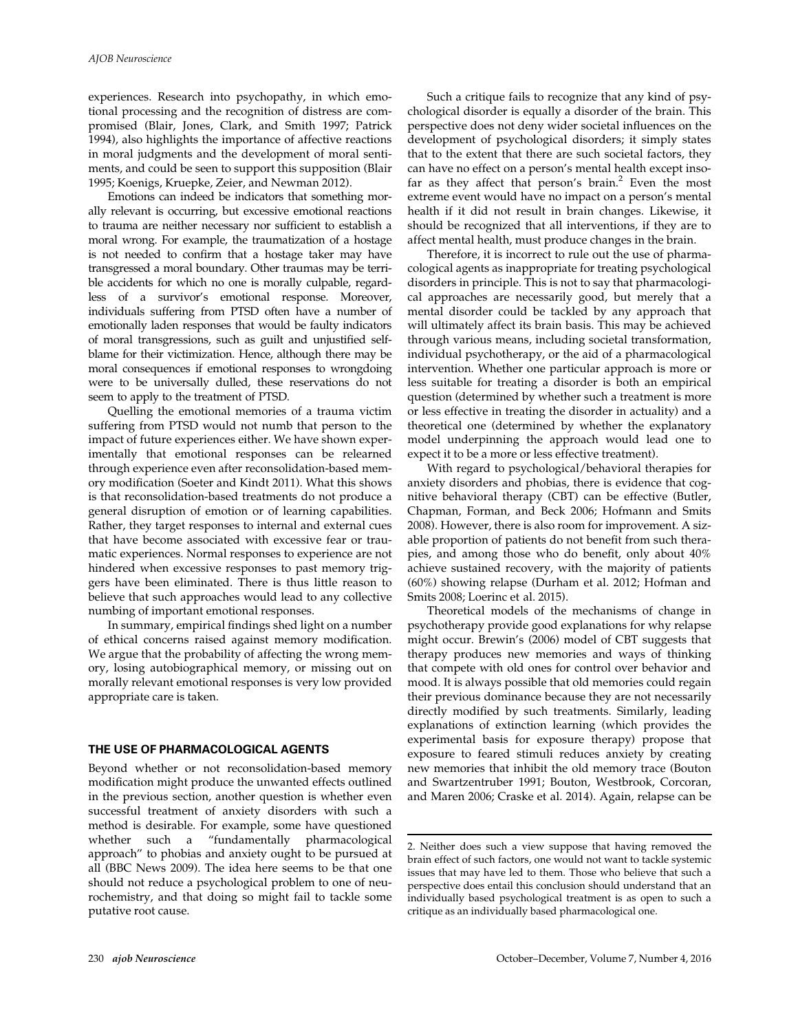experiences. Research into psychopathy, in which emotional processing and the recognition of distress are compromised (Blair, Jones, Clark, and Smith 1997; Patrick 1994), also highlights the importance of affective reactions in moral judgments and the development of moral sentiments, and could be seen to support this supposition (Blair 1995; Koenigs, Kruepke, Zeier, and Newman 2012).

Emotions can indeed be indicators that something morally relevant is occurring, but excessive emotional reactions to trauma are neither necessary nor sufficient to establish a moral wrong. For example, the traumatization of a hostage is not needed to confirm that a hostage taker may have transgressed a moral boundary. Other traumas may be terrible accidents for which no one is morally culpable, regardless of a survivor's emotional response. Moreover, individuals suffering from PTSD often have a number of emotionally laden responses that would be faulty indicators of moral transgressions, such as guilt and unjustified self-blame for their victimization. Hence, although there may be moral consequences if emotional responses to wrongdoing were to be universally dulled, these reservations do not seem to apply to the treatment of PTSD.

Quelling the emotional memories of a trauma victim suffering from PTSD would not numb that person to the impact of future experiences either. We have shown experimentally that emotional responses can be relearned through experience even after reconsolidation-based memory modification (Soeter and Kindt 2011). What this shows is that reconsolidation-based treatments do not produce a general disruption of emotion or of learning capabilities. Rather, they target responses to internal and external cues that have become associated with excessive fear or traumatic experiences. Normal responses to experience are not hindered when excessive responses to past memory triggers have been eliminated. There is thus little reason to believe that such approaches would lead to any collective numbing of important emotional responses.

In summary, empirical findings shed light on a number of ethical concerns raised against memory modification. We argue that the probability of affecting the wrong memory, losing autobiographical memory, or missing out on morally relevant emotional responses is very low provided appropriate care is taken.

## THE USE OF PHARMACOLOGICAL AGENTS

Beyond whether or not reconsolidation-based memory modification might produce the unwanted effects outlined in the previous section, another question is whether even successful treatment of anxiety disorders with such a method is desirable. For example, some have questioned whether such a "fundamentally pharmacological approach" to phobias and anxiety ought to be pursued at all (BBC News 2009). The idea here seems to be that one should not reduce a psychological problem to one of neurochemistry, and that doing so might fail to tackle some putative root cause.

Such a critique fails to recognize that any kind of psychological disorder is equally a disorder of the brain. This perspective does not deny wider societal influences on the development of psychological disorders; it simply states that to the extent that there are such societal factors, they can have no effect on a person's mental health except insofar as they affect that person's brain.[2] Even the most extreme event would have no impact on a person's mental health if it did not result in brain changes. Likewise, it should be recognized that all interventions, if they are to affect mental health, must produce changes in the brain.

Therefore, it is incorrect to rule out the use of pharmacological agents as inappropriate for treating psychological disorders in principle. This is not to say that pharmacological approaches are necessarily good, but merely that a mental disorder could be tackled by any approach that will ultimately affect its brain basis. This may be achieved through various means, including societal transformation, individual psychotherapy, or the aid of a pharmacological intervention. Whether one particular approach is more or less suitable for treating a disorder is both an empirical question (determined by whether such a treatment is more or less effective in treating the disorder in actuality) and a theoretical one (determined by whether the explanatory model underpinning the approach would lead one to expect it to be a more or less effective treatment).

With regard to psychological/behavioral therapies for anxiety disorders and phobias, there is evidence that cognitive behavioral therapy (CBT) can be effective (Butler, Chapman, Forman, and Beck 2006; Hofmann and Smits 2008). However, there is also room for improvement. A sizable proportion of patients do not benefit from such therapies, and among those who do benefit, only about 40% achieve sustained recovery, with the majority of patients (60%) showing relapse (Durham et al. 2012; Hofman and Smits 2008; Loerinc et al. 2015).

Theoretical models of the mechanisms of change in psychotherapy provide good explanations for why relapse might occur. Brewin's (2006) model of CBT suggests that therapy produces new memories and ways of thinking that compete with old ones for control over behavior and mood. It is always possible that old memories could regain their previous dominance because they are not necessarily directly modified by such treatments. Similarly, leading explanations of extinction learning (which provides the experimental basis for exposure therapy) propose that exposure to feared stimuli reduces anxiety by creating new memories that inhibit the old memory trace (Bouton and Swartzentruber 1991; Bouton, Westbrook, Corcoran, and Maren 2006; Craske et al. 2014). Again, relapse can be

---

2. Neither does such a view suppose that having removed the brain effect of such factors, one would not want to tackle systemic issues that may have led to them. Those who believe that such a perspective does entail this conclusion should understand that an individually based psychological treatment is as open to such a critique as an individually based pharmacological one.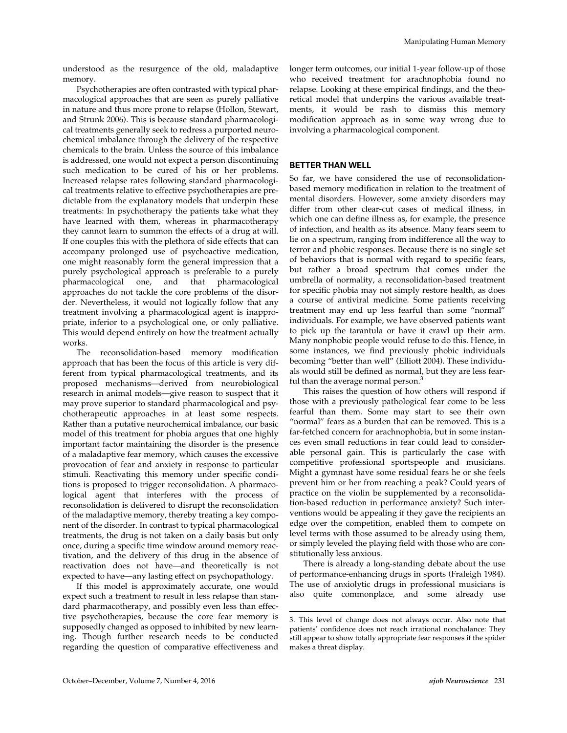understood as the resurgence of the old, maladaptive memory.

Psychotherapies are often contrasted with typical pharmacological approaches that are seen as purely palliative in nature and thus more prone to relapse (Hollon, Stewart, and Strunk 2006). This is because standard pharmacological treatments generally seek to redress a purported neurochemical imbalance through the delivery of the respective chemicals to the brain. Unless the source of this imbalance is addressed, one would not expect a person discontinuing such medication to be cured of his or her problems. Increased relapse rates following standard pharmacological treatments relative to effective psychotherapies are predictable from the explanatory models that underpin these treatments: In psychotherapy the patients take what they have learned with them, whereas in pharmacotherapy they cannot learn to summon the effects of a drug at will. If one couples this with the plethora of side effects that can accompany prolonged use of psychoactive medication, one might reasonably form the general impression that a purely psychological approach is preferable to a purely pharmacological one, and that pharmacological approaches do not tackle the core problems of the disorder. Nevertheless, it would not logically follow that any treatment involving a pharmacological agent is inappropriate, inferior to a psychological one, or only palliative. This would depend entirely on how the treatment actually works.

The reconsolidation-based memory modification approach that has been the focus of this article is very different from typical pharmacological treatments, and its proposed mechanisms—derived from neurobiological research in animal models—give reason to suspect that it may prove superior to standard pharmacological and psychotherapeutic approaches in at least some respects. Rather than a putative neurochemical imbalance, our basic model of this treatment for phobia argues that one highly important factor maintaining the disorder is the presence of a maladaptive fear memory, which causes the excessive provocation of fear and anxiety in response to particular stimuli. Reactivating this memory under specific conditions is proposed to trigger reconsolidation. A pharmacological agent that interferes with the process of reconsolidation is delivered to disrupt the reconsolidation of the maladaptive memory, thereby treating a key component of the disorder. In contrast to typical pharmacological treatments, the drug is not taken on a daily basis but only once, during a specific time window around memory reactivation, and the delivery of this drug in the absence of reactivation does not have—and theoretically is not expected to have—any lasting effect on psychopathology.

If this model is approximately accurate, one would expect such a treatment to result in less relapse than standard pharmacotherapy, and possibly even less than effective psychotherapies, because the core fear memory is supposedly changed as opposed to inhibited by new learning. Though further research needs to be conducted regarding the question of comparative effectiveness and longer term outcomes, our initial 1-year follow-up of those who received treatment for arachnophobia found no relapse. Looking at these empirical findings, and the theoretical model that underpins the various available treatments, it would be rash to dismiss this memory modification approach as in some way wrong due to involving a pharmacological component.

## BETTER THAN WELL

So far, we have considered the use of reconsolidation-based memory modification in relation to the treatment of mental disorders. However, some anxiety disorders may differ from other clear-cut cases of medical illness, in which one can define illness as, for example, the presence of infection, and health as its absence. Many fears seem to lie on a spectrum, ranging from indifference all the way to terror and phobic responses. Because there is no single set of behaviors that is normal with regard to specific fears, but rather a broad spectrum that comes under the umbrella of normality, a reconsolidation-based treatment for specific phobia may not simply restore health, as does a course of antiviral medicine. Some patients receiving treatment may end up less fearful than some "normal" individuals. For example, we have observed patients want to pick up the tarantula or have it crawl up their arm. Many nonphobic people would refuse to do this. Hence, in some instances, we find previously phobic individuals becoming "better than well" (Elliott 2004). These individuals would still be defined as normal, but they are less fearful than the average normal person.[3]

This raises the question of how others will respond if those with a previously pathological fear come to be less fearful than them. Some may start to see their own "normal" fears as a burden that can be removed. This is a far-fetched concern for arachnophobia, but in some instances even small reductions in fear could lead to considerable personal gain. This is particularly the case with competitive professional sportspeople and musicians. Might a gymnast have some residual fears he or she feels prevent him or her from reaching a peak? Could years of practice on the violin be supplemented by a reconsolidation-based reduction in performance anxiety? Such interventions would be appealing if they gave the recipients an edge over the competition, enabled them to compete on level terms with those assumed to be already using them, or simply leveled the playing field with those who are constitutionally less anxious.

There is already a long-standing debate about the use of performance-enhancing drugs in sports (Fraleigh 1984). The use of anxiolytic drugs in professional musicians is also quite commonplace, and some already use

3. This level of change does not always occur. Also note that patients' confidence does not reach irrational nonchalance: They still appear to show totally appropriate fear responses if the spider makes a threat display.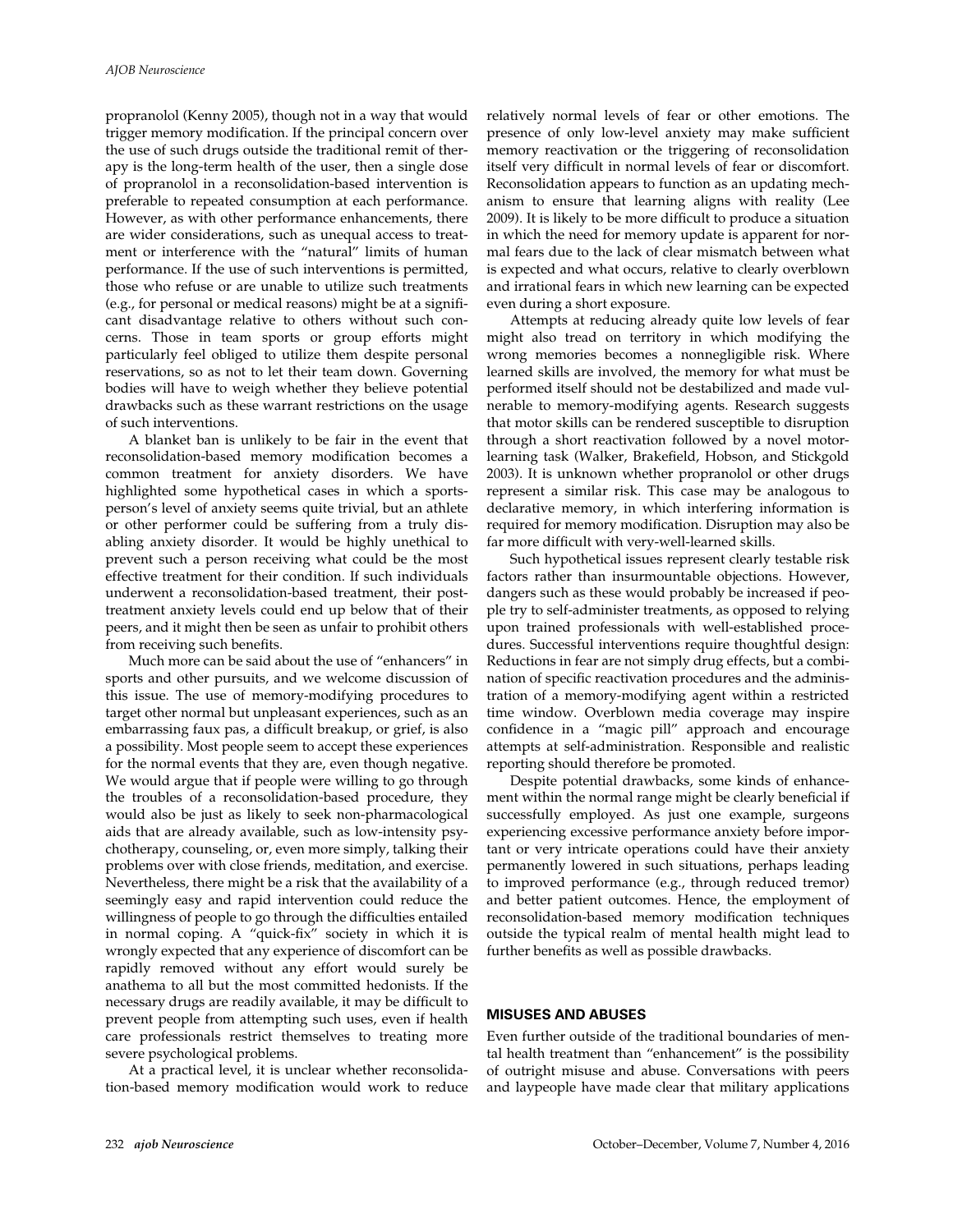propranolol (Kenny 2005), though not in a way that would trigger memory modification. If the principal concern over the use of such drugs outside the traditional remit of therapy is the long-term health of the user, then a single dose of propranolol in a reconsolidation-based intervention is preferable to repeated consumption at each performance. However, as with other performance enhancements, there are wider considerations, such as unequal access to treatment or interference with the "natural" limits of human performance. If the use of such interventions is permitted, those who refuse or are unable to utilize such treatments (e.g., for personal or medical reasons) might be at a significant disadvantage relative to others without such concerns. Those in team sports or group efforts might particularly feel obliged to utilize them despite personal reservations, so as not to let their team down. Governing bodies will have to weigh whether they believe potential drawbacks such as these warrant restrictions on the usage of such interventions.

A blanket ban is unlikely to be fair in the event that reconsolidation-based memory modification becomes a common treatment for anxiety disorders. We have highlighted some hypothetical cases in which a sportsperson's level of anxiety seems quite trivial, but an athlete or other performer could be suffering from a truly disabling anxiety disorder. It would be highly unethical to prevent such a person receiving what could be the most effective treatment for their condition. If such individuals underwent a reconsolidation-based treatment, their post-treatment anxiety levels could end up below that of their peers, and it might then be seen as unfair to prohibit others from receiving such benefits.

Much more can be said about the use of "enhancers" in sports and other pursuits, and we welcome discussion of this issue. The use of memory-modifying procedures to target other normal but unpleasant experiences, such as an embarrassing faux pas, a difficult breakup, or grief, is also a possibility. Most people seem to accept these experiences for the normal events that they are, even though negative. We would argue that if people were willing to go through the troubles of a reconsolidation-based procedure, they would also be just as likely to seek non-pharmacological aids that are already available, such as low-intensity psychotherapy, counseling, or, even more simply, talking their problems over with close friends, meditation, and exercise. Nevertheless, there might be a risk that the availability of a seemingly easy and rapid intervention could reduce the willingness of people to go through the difficulties entailed in normal coping. A "quick-fix" society in which it is wrongly expected that any experience of discomfort can be rapidly removed without any effort would surely be anathema to all but the most committed hedonists. If the necessary drugs are readily available, it may be difficult to prevent people from attempting such uses, even if health care professionals restrict themselves to treating more severe psychological problems.

At a practical level, it is unclear whether reconsolidation-based memory modification would work to reduce relatively normal levels of fear or other emotions. The presence of only low-level anxiety may make sufficient memory reactivation or the triggering of reconsolidation itself very difficult in normal levels of fear or discomfort. Reconsolidation appears to function as an updating mechanism to ensure that learning aligns with reality (Lee 2009). It is likely to be more difficult to produce a situation in which the need for memory update is apparent for normal fears due to the lack of clear mismatch between what is expected and what occurs, relative to clearly overblown and irrational fears in which new learning can be expected even during a short exposure.

Attempts at reducing already quite low levels of fear might also tread on territory in which modifying the wrong memories becomes a nonnegligible risk. Where learned skills are involved, the memory for what must be performed itself should not be destabilized and made vulnerable to memory-modifying agents. Research suggests that motor skills can be rendered susceptible to disruption through a short reactivation followed by a novel motor-learning task (Walker, Brakefield, Hobson, and Stickgold 2003). It is unknown whether propranolol or other drugs represent a similar risk. This case may be analogous to declarative memory, in which interfering information is required for memory modification. Disruption may also be far more difficult with very-well-learned skills.

Such hypothetical issues represent clearly testable risk factors rather than insurmountable objections. However, dangers such as these would probably be increased if people try to self-administer treatments, as opposed to relying upon trained professionals with well-established procedures. Successful interventions require thoughtful design: Reductions in fear are not simply drug effects, but a combination of specific reactivation procedures and the administration of a memory-modifying agent within a restricted time window. Overblown media coverage may inspire confidence in a "magic pill" approach and encourage attempts at self-administration. Responsible and realistic reporting should therefore be promoted.

Despite potential drawbacks, some kinds of enhancement within the normal range might be clearly beneficial if successfully employed. As just one example, surgeons experiencing excessive performance anxiety before important or very intricate operations could have their anxiety permanently lowered in such situations, perhaps leading to improved performance (e.g., through reduced tremor) and better patient outcomes. Hence, the employment of reconsolidation-based memory modification techniques outside the typical realm of mental health might lead to further benefits as well as possible drawbacks.

## MISUSES AND ABUSES

Even further outside of the traditional boundaries of mental health treatment than "enhancement" is the possibility of outright misuse and abuse. Conversations with peers and laypeople have made clear that military applications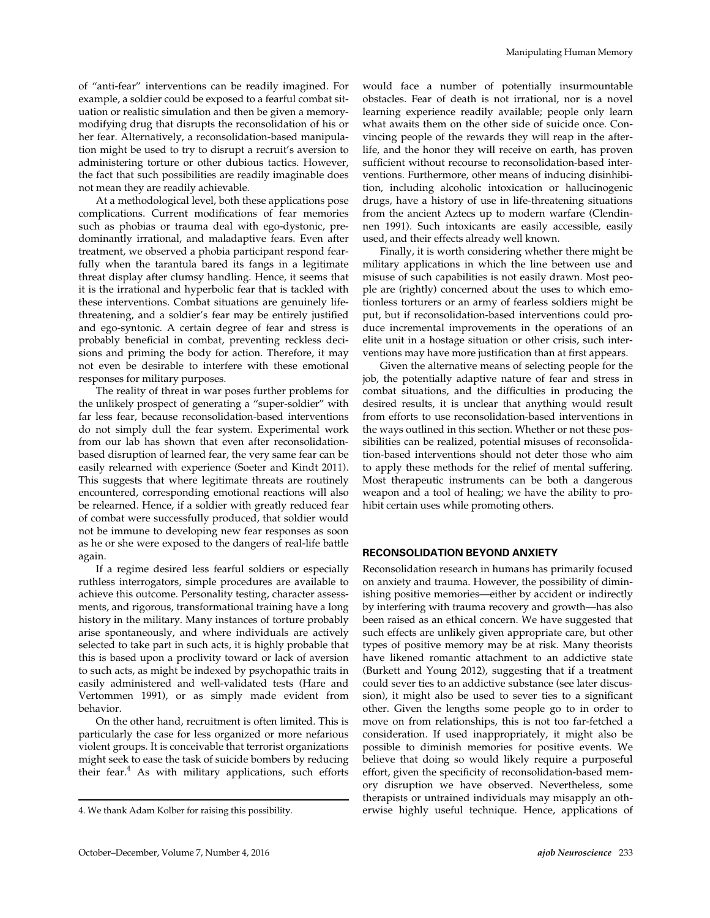of "anti-fear" interventions can be readily imagined. For example, a soldier could be exposed to a fearful combat situation or realistic simulation and then be given a memory-modifying drug that disrupts the reconsolidation of his or her fear. Alternatively, a reconsolidation-based manipulation might be used to try to disrupt a recruit's aversion to administering torture or other dubious tactics. However, the fact that such possibilities are readily imaginable does not mean they are readily achievable.

At a methodological level, both these applications pose complications. Current modifications of fear memories such as phobias or trauma deal with ego-dystonic, predominantly irrational, and maladaptive fears. Even after treatment, we observed a phobia participant respond fearfully when the tarantula bared its fangs in a legitimate threat display after clumsy handling. Hence, it seems that it is the irrational and hyperbolic fear that is tackled with these interventions. Combat situations are genuinely life-threatening, and a soldier's fear may be entirely justified and ego-syntonic. A certain degree of fear and stress is probably beneficial in combat, preventing reckless decisions and priming the body for action. Therefore, it may not even be desirable to interfere with these emotional responses for military purposes.

The reality of threat in war poses further problems for the unlikely prospect of generating a "super-soldier" with far less fear, because reconsolidation-based interventions do not simply dull the fear system. Experimental work from our lab has shown that even after reconsolidation-based disruption of learned fear, the very same fear can be easily relearned with experience (Soeter and Kindt 2011). This suggests that where legitimate threats are routinely encountered, corresponding emotional reactions will also be relearned. Hence, if a soldier with greatly reduced fear of combat were successfully produced, that soldier would not be immune to developing new fear responses as soon as he or she were exposed to the dangers of real-life battle again.

If a regime desired less fearful soldiers or especially ruthless interrogators, simple procedures are available to achieve this outcome. Personality testing, character assessments, and rigorous, transformational training have a long history in the military. Many instances of torture probably arise spontaneously, and where individuals are actively selected to take part in such acts, it is highly probable that this is based upon a proclivity toward or lack of aversion to such acts, as might be indexed by psychopathic traits in easily administered and well-validated tests (Hare and Vertommen 1991), or as simply made evident from behavior.

On the other hand, recruitment is often limited. This is particularly the case for less organized or more nefarious violent groups. It is conceivable that terrorist organizations might seek to ease the task of suicide bombers by reducing their fear.[4] As with military applications, such efforts would face a number of potentially insurmountable obstacles. Fear of death is not irrational, nor is a novel learning experience readily available; people only learn what awaits them on the other side of suicide once. Convincing people of the rewards they will reap in the afterlife, and the honor they will receive on earth, has proven sufficient without recourse to reconsolidation-based interventions. Furthermore, other means of inducing disinhibition, including alcoholic intoxication or hallucinogenic drugs, have a history of use in life-threatening situations from the ancient Aztecs up to modern warfare (Clendinnen 1991). Such intoxicants are easily accessible, easily used, and their effects already well known.

Finally, it is worth considering whether there might be military applications in which the line between use and misuse of such capabilities is not easily drawn. Most people are (rightly) concerned about the uses to which emotionless torturers or an army of fearless soldiers might be put, but if reconsolidation-based interventions could produce incremental improvements in the operations of an elite unit in a hostage situation or other crisis, such interventions may have more justification than at first appears.

Given the alternative means of selecting people for the job, the potentially adaptive nature of fear and stress in combat situations, and the difficulties in producing the desired results, it is unclear that anything would result from efforts to use reconsolidation-based interventions in the ways outlined in this section. Whether or not these possibilities can be realized, potential misuses of reconsolidation-based interventions should not deter those who aim to apply these methods for the relief of mental suffering. Most therapeutic instruments can be both a dangerous weapon and a tool of healing; we have the ability to prohibit certain uses while promoting others.

## RECONSOLIDATION BEYOND ANXIETY

Reconsolidation research in humans has primarily focused on anxiety and trauma. However, the possibility of diminishing positive memories—either by accident or indirectly by interfering with trauma recovery and growth—has also been raised as an ethical concern. We have suggested that such effects are unlikely given appropriate care, but other types of positive memory may be at risk. Many theorists have likened romantic attachment to an addictive state (Burkett and Young 2012), suggesting that if a treatment could sever ties to an addictive substance (see later discussion), it might also be used to sever ties to a significant other. Given the lengths some people go to in order to move on from relationships, this is not too far-fetched a consideration. If used inappropriately, it might also be possible to diminish memories for positive events. We believe that doing so would likely require a purposeful effort, given the specificity of reconsolidation-based memory disruption we have observed. Nevertheless, some therapists or untrained individuals may misapply an otherwise highly useful technique. Hence, applications of

4. We thank Adam Kolber for raising this possibility.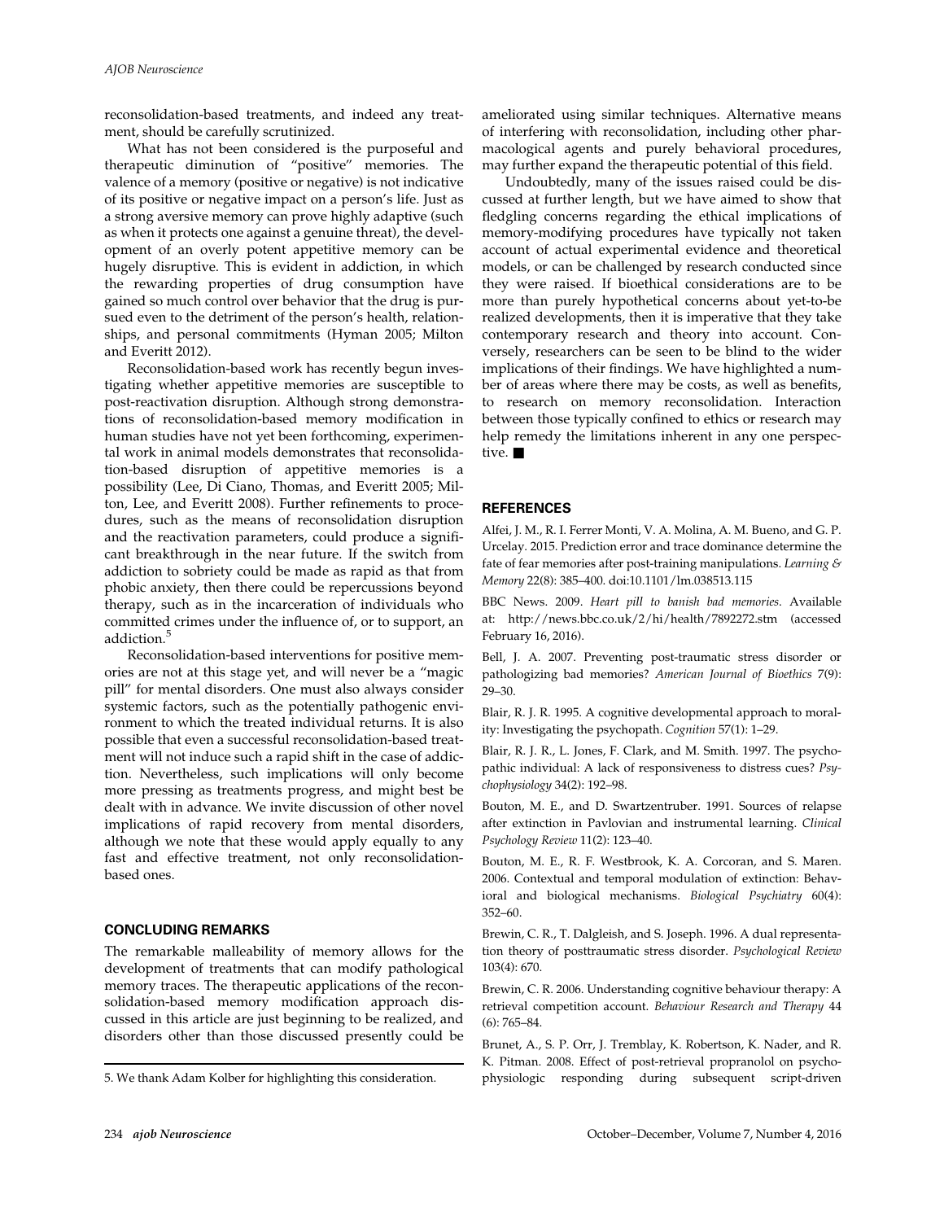reconsolidation-based treatments, and indeed any treatment, should be carefully scrutinized.

What has not been considered is the purposeful and therapeutic diminution of "positive" memories. The valence of a memory (positive or negative) is not indicative of its positive or negative impact on a person's life. Just as a strong aversive memory can prove highly adaptive (such as when it protects one against a genuine threat), the development of an overly potent appetitive memory can be hugely disruptive. This is evident in addiction, in which the rewarding properties of drug consumption have gained so much control over behavior that the drug is pursued even to the detriment of the person's health, relationships, and personal commitments (Hyman 2005; Milton and Everitt 2012).

Reconsolidation-based work has recently begun investigating whether appetitive memories are susceptible to post-reactivation disruption. Although strong demonstrations of reconsolidation-based memory modification in human studies have not yet been forthcoming, experimental work in animal models demonstrates that reconsolidation-based disruption of appetitive memories is a possibility (Lee, Di Ciano, Thomas, and Everitt 2005; Milton, Lee, and Everitt 2008). Further refinements to procedures, such as the means of reconsolidation disruption and the reactivation parameters, could produce a significant breakthrough in the near future. If the switch from addiction to sobriety could be made as rapid as that from phobic anxiety, then there could be repercussions beyond therapy, such as in the incarceration of individuals who committed crimes under the influence of, or to support, an addiction.[5]

Reconsolidation-based interventions for positive memories are not at this stage yet, and will never be a "magic pill" for mental disorders. One must also always consider systemic factors, such as the potentially pathogenic environment to which the treated individual returns. It is also possible that even a successful reconsolidation-based treatment will not induce such a rapid shift in the case of addiction. Nevertheless, such implications will only become more pressing as treatments progress, and might best be dealt with in advance. We invite discussion of other novel implications of rapid recovery from mental disorders, although we note that these would apply equally to any fast and effective treatment, not only reconsolidation-based ones.

## CONCLUDING REMARKS

The remarkable malleability of memory allows for the development of treatments that can modify pathological memory traces. The therapeutic applications of the reconsolidation-based memory modification approach discussed in this article are just beginning to be realized, and disorders other than those discussed presently could be ameliorated using similar techniques. Alternative means of interfering with reconsolidation, including other pharmacological agents and purely behavioral procedures, may further expand the therapeutic potential of this field.

Undoubtedly, many of the issues raised could be discussed at further length, but we have aimed to show that fledgling concerns regarding the ethical implications of memory-modifying procedures have typically not taken account of actual experimental evidence and theoretical models, or can be challenged by research conducted since they were raised. If bioethical considerations are to be more than purely hypothetical concerns about yet-to-be realized developments, then it is imperative that they take contemporary research and theory into account. Conversely, researchers can be seen to be blind to the wider implications of their findings. We have highlighted a number of areas where there may be costs, as well as benefits, to research on memory reconsolidation. Interaction between those typically confined to ethics or research may help remedy the limitations inherent in any one perspective. ■

5. We thank Adam Kolber for highlighting this consideration.

## REFERENCES

Alfei, J. M., R. I. Ferrer Monti, V. A. Molina, A. M. Bueno, and G. P. Urcelay. 2015. Prediction error and trace dominance determine the fate of fear memories after post-training manipulations. *Learning & Memory* 22(8): 385–400. doi:10.1101/lm.038513.115

BBC News. 2009. *Heart pill to banish bad memories*. Available at: http://news.bbc.co.uk/2/hi/health/7892272.stm (accessed February 16, 2016).

Bell, J. A. 2007. Preventing post-traumatic stress disorder or pathologizing bad memories? *American Journal of Bioethics* 7(9): 29–30.

Blair, R. J. R. 1995. A cognitive developmental approach to morality: Investigating the psychopath. *Cognition* 57(1): 1–29.

Blair, R. J. R., L. Jones, F. Clark, and M. Smith. 1997. The psychopathic individual: A lack of responsiveness to distress cues? *Psychophysiology* 34(2): 192–98.

Bouton, M. E., and D. Swartzentruber. 1991. Sources of relapse after extinction in Pavlovian and instrumental learning. *Clinical Psychology Review* 11(2): 123–40.

Bouton, M. E., R. F. Westbrook, K. A. Corcoran, and S. Maren. 2006. Contextual and temporal modulation of extinction: Behavioral and biological mechanisms. *Biological Psychiatry* 60(4): 352–60.

Brewin, C. R., T. Dalgleish, and S. Joseph. 1996. A dual representation theory of posttraumatic stress disorder. *Psychological Review* 103(4): 670.

Brewin, C. R. 2006. Understanding cognitive behaviour therapy: A retrieval competition account. *Behaviour Research and Therapy* 44 (6): 765–84.

Brunet, A., S. P. Orr, J. Tremblay, K. Robertson, K. Nader, and R. K. Pitman. 2008. Effect of post-retrieval propranolol on psychophysiologic responding during subsequent script-driven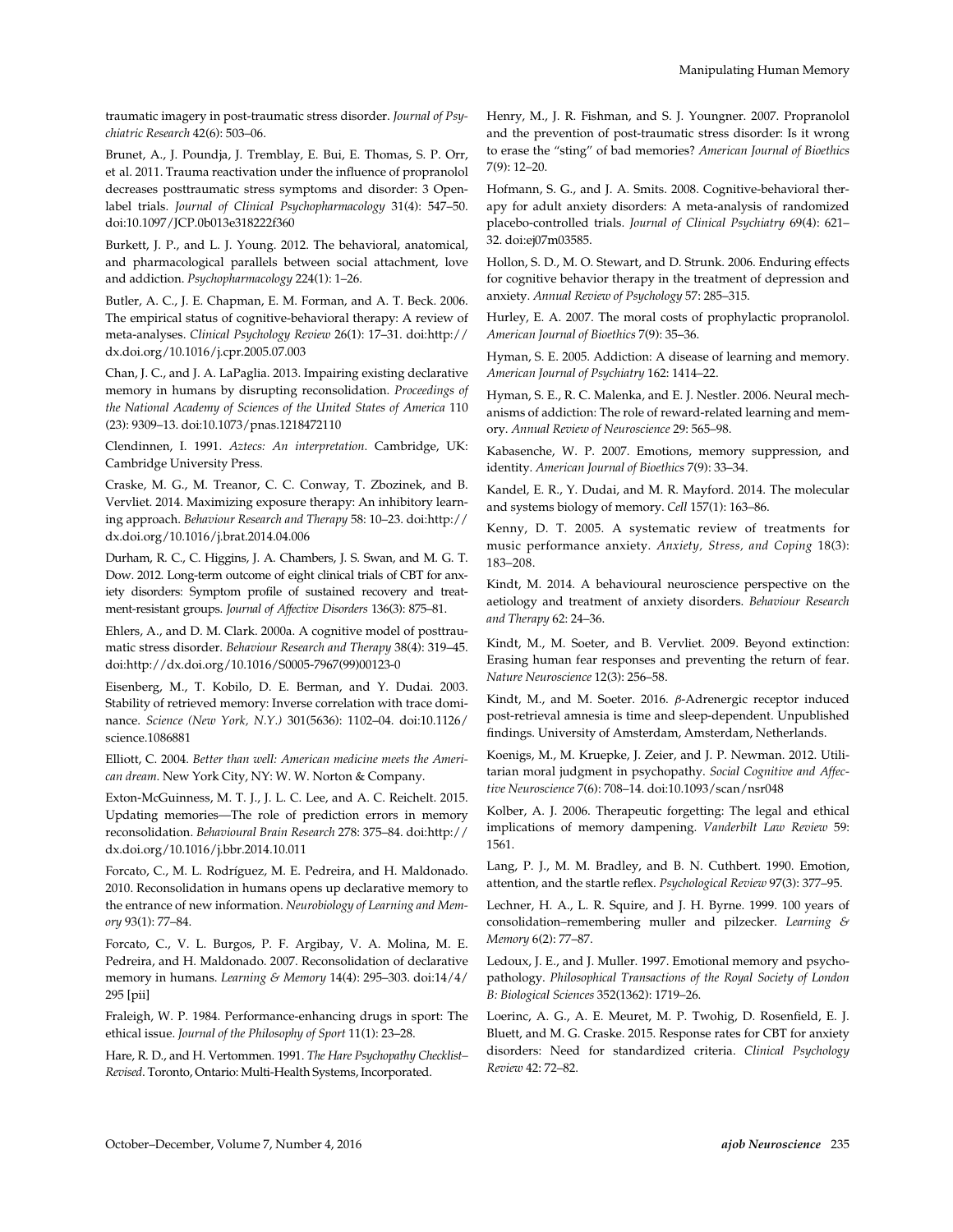traumatic imagery in post-traumatic stress disorder. *Journal of Psychiatric Research* 42(6): 503–06.

Brunet, A., J. Poundja, J. Tremblay, E. Bui, E. Thomas, S. P. Orr, et al. 2011. Trauma reactivation under the influence of propranolol decreases posttraumatic stress symptoms and disorder: 3 Open-label trials. *Journal of Clinical Psychopharmacology* 31(4): 547–50. doi:10.1097/JCP.0b013e318222f360

Burkett, J. P., and L. J. Young. 2012. The behavioral, anatomical, and pharmacological parallels between social attachment, love and addiction. *Psychopharmacology* 224(1): 1–26.

Butler, A. C., J. E. Chapman, E. M. Forman, and A. T. Beck. 2006. The empirical status of cognitive-behavioral therapy: A review of meta-analyses. *Clinical Psychology Review* 26(1): 17–31. doi:http://dx.doi.org/10.1016/j.cpr.2005.07.003

Chan, J. C., and J. A. LaPaglia. 2013. Impairing existing declarative memory in humans by disrupting reconsolidation. *Proceedings of the National Academy of Sciences of the United States of America* 110 (23): 9309–13. doi:10.1073/pnas.1218472110

Clendinnen, I. 1991. *Aztecs: An interpretation*. Cambridge, UK: Cambridge University Press.

Craske, M. G., M. Treanor, C. C. Conway, T. Zbozinek, and B. Vervliet. 2014. Maximizing exposure therapy: An inhibitory learning approach. *Behaviour Research and Therapy* 58: 10–23. doi:http://dx.doi.org/10.1016/j.brat.2014.04.006

Durham, R. C., C. Higgins, J. A. Chambers, J. S. Swan, and M. G. T. Dow. 2012. Long-term outcome of eight clinical trials of CBT for anxiety disorders: Symptom profile of sustained recovery and treatment-resistant groups. *Journal of Affective Disorders* 136(3): 875–81.

Ehlers, A., and D. M. Clark. 2000a. A cognitive model of posttraumatic stress disorder. *Behaviour Research and Therapy* 38(4): 319–45. doi:http://dx.doi.org/10.1016/S0005-7967(99)00123-0

Eisenberg, M., T. Kobilo, D. E. Berman, and Y. Dudai. 2003. Stability of retrieved memory: Inverse correlation with trace dominance. *Science (New York, N.Y.)* 301(5636): 1102–04. doi:10.1126/science.1086881

Elliott, C. 2004. *Better than well: American medicine meets the American dream*. New York City, NY: W. W. Norton & Company.

Exton-McGuinness, M. T. J., J. L. C. Lee, and A. C. Reichelt. 2015. Updating memories—The role of prediction errors in memory reconsolidation. *Behavioural Brain Research* 278: 375–84. doi:http://dx.doi.org/10.1016/j.bbr.2014.10.011

Forcato, C., M. L. Rodríguez, M. E. Pedreira, and H. Maldonado. 2010. Reconsolidation in humans opens up declarative memory to the entrance of new information. *Neurobiology of Learning and Memory* 93(1): 77–84.

Forcato, C., V. L. Burgos, P. F. Argibay, V. A. Molina, M. E. Pedreira, and H. Maldonado. 2007. Reconsolidation of declarative memory in humans. *Learning & Memory* 14(4): 295–303. doi:14/4/295 [pii]

Fraleigh, W. P. 1984. Performance-enhancing drugs in sport: The ethical issue. *Journal of the Philosophy of Sport* 11(1): 23–28.

Hare, R. D., and H. Vertommen. 1991. *The Hare Psychopathy Checklist–Revised*. Toronto, Ontario: Multi-Health Systems, Incorporated.

Henry, M., J. R. Fishman, and S. J. Youngner. 2007. Propranolol and the prevention of post-traumatic stress disorder: Is it wrong to erase the "sting" of bad memories? *American Journal of Bioethics* 7(9): 12–20.

Hofmann, S. G., and J. A. Smits. 2008. Cognitive-behavioral therapy for adult anxiety disorders: A meta-analysis of randomized placebo-controlled trials. *Journal of Clinical Psychiatry* 69(4): 621–32. doi:ej07m03585.

Hollon, S. D., M. O. Stewart, and D. Strunk. 2006. Enduring effects for cognitive behavior therapy in the treatment of depression and anxiety. *Annual Review of Psychology* 57: 285–315.

Hurley, E. A. 2007. The moral costs of prophylactic propranolol. *American Journal of Bioethics* 7(9): 35–36.

Hyman, S. E. 2005. Addiction: A disease of learning and memory. *American Journal of Psychiatry* 162: 1414–22.

Hyman, S. E., R. C. Malenka, and E. J. Nestler. 2006. Neural mechanisms of addiction: The role of reward-related learning and memory. *Annual Review of Neuroscience* 29: 565–98.

Kabasenche, W. P. 2007. Emotions, memory suppression, and identity. *American Journal of Bioethics* 7(9): 33–34.

Kandel, E. R., Y. Dudai, and M. R. Mayford. 2014. The molecular and systems biology of memory. *Cell* 157(1): 163–86.

Kenny, D. T. 2005. A systematic review of treatments for music performance anxiety. *Anxiety, Stress, and Coping* 18(3): 183–208.

Kindt, M. 2014. A behavioural neuroscience perspective on the aetiology and treatment of anxiety disorders. *Behaviour Research and Therapy* 62: 24–36.

Kindt, M., M. Soeter, and B. Vervliet. 2009. Beyond extinction: Erasing human fear responses and preventing the return of fear. *Nature Neuroscience* 12(3): 256–58.

Kindt, M., and M. Soeter. 2016. $\beta$-Adrenergic receptor induced post-retrieval amnesia is time and sleep-dependent. Unpublished findings. University of Amsterdam, Amsterdam, Netherlands.

Koenigs, M., M. Kruepke, J. Zeier, and J. P. Newman. 2012. Utilitarian moral judgment in psychopathy. *Social Cognitive and Affective Neuroscience* 7(6): 708–14. doi:10.1093/scan/nsr048

Kolber, A. J. 2006. Therapeutic forgetting: The legal and ethical implications of memory dampening. *Vanderbilt Law Review* 59: 1561.

Lang, P. J., M. M. Bradley, and B. N. Cuthbert. 1990. Emotion, attention, and the startle reflex. *Psychological Review* 97(3): 377–95.

Lechner, H. A., L. R. Squire, and J. H. Byrne. 1999. 100 years of consolidation–remembering muller and pilzecker. *Learning & Memory* 6(2): 77–87.

Ledoux, J. E., and J. Muller. 1997. Emotional memory and psychopathology. *Philosophical Transactions of the Royal Society of London B: Biological Sciences* 352(1362): 1719–26.

Loerinc, A. G., A. E. Meuret, M. P. Twohig, D. Rosenfield, E. J. Bluett, and M. G. Craske. 2015. Response rates for CBT for anxiety disorders: Need for standardized criteria. *Clinical Psychology Review* 42: 72–82.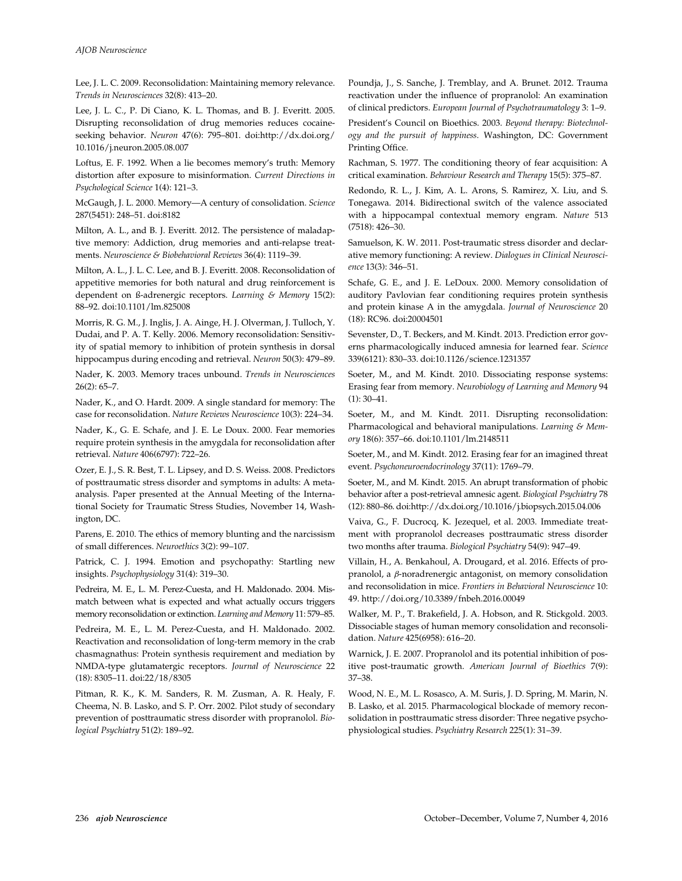Lee, J. L. C. 2009. Reconsolidation: Maintaining memory relevance. *Trends in Neurosciences* 32(8): 413–20.

Lee, J. L. C., P. Di Ciano, K. L. Thomas, and B. J. Everitt. 2005. Disrupting reconsolidation of drug memories reduces cocaine-seeking behavior. *Neuron* 47(6): 795–801. doi:http://dx.doi.org/10.1016/j.neuron.2005.08.007

Loftus, E. F. 1992. When a lie becomes memory's truth: Memory distortion after exposure to misinformation. *Current Directions in Psychological Science* 1(4): 121–3.

McGaugh, J. L. 2000. Memory—A century of consolidation. *Science* 287(5451): 248–51. doi:8182

Milton, A. L., and B. J. Everitt. 2012. The persistence of maladaptive memory: Addiction, drug memories and anti-relapse treatments. *Neuroscience & Biobehavioral Reviews* 36(4): 1119–39.

Milton, A. L., J. L. C. Lee, and B. J. Everitt. 2008. Reconsolidation of appetitive memories for both natural and drug reinforcement is dependent on ß-adrenergic receptors. *Learning & Memory* 15(2): 88–92. doi:10.1101/lm.825008

Morris, R. G. M., J. Inglis, J. A. Ainge, H. J. Olverman, J. Tulloch, Y. Dudai, and P. A. T. Kelly. 2006. Memory reconsolidation: Sensitivity of spatial memory to inhibition of protein synthesis in dorsal hippocampus during encoding and retrieval. *Neuron* 50(3): 479–89.

Nader, K. 2003. Memory traces unbound. *Trends in Neurosciences* 26(2): 65–7.

Nader, K., and O. Hardt. 2009. A single standard for memory: The case for reconsolidation. *Nature Reviews Neuroscience* 10(3): 224–34.

Nader, K., G. E. Schafe, and J. E. Le Doux. 2000. Fear memories require protein synthesis in the amygdala for reconsolidation after retrieval. *Nature* 406(6797): 722–26.

Ozer, E. J., S. R. Best, T. L. Lipsey, and D. S. Weiss. 2008. Predictors of posttraumatic stress disorder and symptoms in adults: A meta-analysis. Paper presented at the Annual Meeting of the International Society for Traumatic Stress Studies, November 14, Washington, DC.

Parens, E. 2010. The ethics of memory blunting and the narcissism of small differences. *Neuroethics* 3(2): 99–107.

Patrick, C. J. 1994. Emotion and psychopathy: Startling new insights. *Psychophysiology* 31(4): 319–30.

Pedreira, M. E., L. M. Perez-Cuesta, and H. Maldonado. 2004. Mismatch between what is expected and what actually occurs triggers memory reconsolidation or extinction. *Learning and Memory* 11: 579–85.

Pedreira, M. E., L. M. Perez-Cuesta, and H. Maldonado. 2002. Reactivation and reconsolidation of long-term memory in the crab chasmagnathus: Protein synthesis requirement and mediation by NMDA-type glutamatergic receptors. *Journal of Neuroscience* 22 (18): 8305–11. doi:22/18/8305

Pitman, R. K., K. M. Sanders, R. M. Zusman, A. R. Healy, F. Cheema, N. B. Lasko, and S. P. Orr. 2002. Pilot study of secondary prevention of posttraumatic stress disorder with propranolol. *Biological Psychiatry* 51(2): 189–92.

Poundja, J., S. Sanche, J. Tremblay, and A. Brunet. 2012. Trauma reactivation under the influence of propranolol: An examination of clinical predictors. *European Journal of Psychotraumatology* 3: 1–9.

President's Council on Bioethics. 2003. *Beyond therapy: Biotechnology and the pursuit of happiness.* Washington, DC: Government Printing Office.

Rachman, S. 1977. The conditioning theory of fear acquisition: A critical examination. *Behaviour Research and Therapy* 15(5): 375–87.

Redondo, R. L., J. Kim, A. L. Arons, S. Ramirez, X. Liu, and S. Tonegawa. 2014. Bidirectional switch of the valence associated with a hippocampal contextual memory engram. *Nature* 513 (7518): 426–30.

Samuelson, K. W. 2011. Post-traumatic stress disorder and declarative memory functioning: A review. *Dialogues in Clinical Neuroscience* 13(3): 346–51.

Schafe, G. E., and J. E. LeDoux. 2000. Memory consolidation of auditory Pavlovian fear conditioning requires protein synthesis and protein kinase A in the amygdala. *Journal of Neuroscience* 20 (18): RC96. doi:20004501

Sevenster, D., T. Beckers, and M. Kindt. 2013. Prediction error governs pharmacologically induced amnesia for learned fear. *Science* 339(6121): 830–33. doi:10.1126/science.1231357

Soeter, M., and M. Kindt. 2010. Dissociating response systems: Erasing fear from memory. *Neurobiology of Learning and Memory* 94 (1): 30–41.

Soeter, M., and M. Kindt. 2011. Disrupting reconsolidation: Pharmacological and behavioral manipulations. *Learning & Memory* 18(6): 357–66. doi:10.1101/lm.2148511

Soeter, M., and M. Kindt. 2012. Erasing fear for an imagined threat event. *Psychoneuroendocrinology* 37(11): 1769–79.

Soeter, M., and M. Kindt. 2015. An abrupt transformation of phobic behavior after a post-retrieval amnesic agent. *Biological Psychiatry* 78 (12): 880–86. doi:http://dx.doi.org/10.1016/j.biopsych.2015.04.006

Vaiva, G., F. Ducrocq, K. Jezequel, et al. 2003. Immediate treatment with propranolol decreases posttraumatic stress disorder two months after trauma. *Biological Psychiatry* 54(9): 947–49.

Villain, H., A. Benkahoul, A. Drougard, et al. 2016. Effects of propranolol, a $\beta$-noradrenergic antagonist, on memory consolidation and reconsolidation in mice. *Frontiers in Behavioral Neuroscience* 10: 49. http://doi.org/10.3389/fnbeh.2016.00049

Walker, M. P., T. Brakefield, J. A. Hobson, and R. Stickgold. 2003. Dissociable stages of human memory consolidation and reconsolidation. *Nature* 425(6958): 616–20.

Warnick, J. E. 2007. Propranolol and its potential inhibition of positive post-traumatic growth. *American Journal of Bioethics* 7(9): 37–38.

Wood, N. E., M. L. Rosasco, A. M. Suris, J. D. Spring, M. Marin, N. B. Lasko, et al. 2015. Pharmacological blockade of memory reconsolidation in posttraumatic stress disorder: Three negative psychophysiological studies. *Psychiatry Research* 225(1): 31–39.